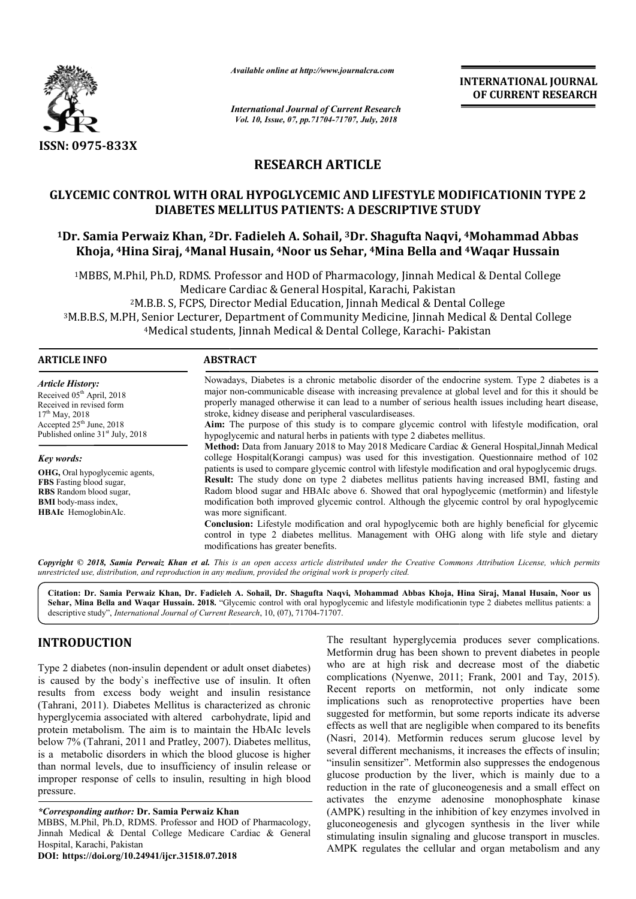ISSN: 0975-833X

*Available online at http://www.journalcra.com*

*International Journal of Current Research*
*Vol. 10, Issue, 07, pp.71704-71707, July, 2018*

**INTERNATIONAL JOURNAL OF CURRENT RESEARCH**

## RESEARCH ARTICLE

# GLYCEMIC CONTROL WITH ORAL HYPOGLYCEMIC AND LIFESTYLE MODIFICATIONIN TYPE 2 DIABETES MELLITUS PATIENTS: A DESCRIPTIVE STUDY

**[1]Dr. Samia Perwaiz Khan, [2]Dr. Fadieleh A. Sohail, [3]Dr. Shagufta Naqvi, [4]Mohammad Abbas Khoja, [4]Hina Siraj, [4]Manal Husain, [4]Noor us Sehar, [4]Mina Bella and [4]Waqar Hussain**

[1]MBBS, M.Phil, Ph.D, RDMS. Professor and HOD of Pharmacology, Jinnah Medical & Dental College Medicare Cardiac & General Hospital, Karachi, Pakistan

[2]M.B.B. S, FCPS, Director Medial Education, Jinnah Medical & Dental College

[3]M.B.B.S, M.PH, Senior Lecturer, Department of Community Medicine, Jinnah Medical & Dental College

[4]Medical students, Jinnah Medical & Dental College, Karachi- Pakistan

### ARTICLE INFO

*Article History:*
Received 05th April, 2018
Received in revised form 17th May, 2018
Accepted 25th June, 2018
Published online 31st July, 2018

*Key words:*
**OHG,** Oral hypoglycemic agents,
**FBS** Fasting blood sugar,
**RBS** Random blood sugar,
**BMI** body-mass index,
**HBAIc** HemoglobinAIc.

### ABSTRACT

Nowadays, Diabetes is a chronic metabolic disorder of the endocrine system. Type 2 diabetes is a major non-communicable disease with increasing prevalence at global level and for this it should be properly managed otherwise it can lead to a number of serious health issues including heart disease, stroke, kidney disease and peripheral vasculardiseases.

**Aim:** The purpose of this study is to compare glycemic control with lifestyle modification, oral hypoglycemic and natural herbs in patients with type 2 diabetes mellitus.

**Method:** Data from January 2018 to May 2018 Medicare Cardiac & General Hospital,Jinnah Medical college Hospital(Korangi campus) was used for this investigation. Questionnaire method of 102 patients is used to compare glycemic control with lifestyle modification and oral hypoglycemic drugs.

**Result:** The study done on type 2 diabetes mellitus patients having increased BMI, fasting and Radom blood sugar and HBAIc above 6. Showed that oral hypoglycemic (metformin) and lifestyle modification both improved glycemic control. Although the glycemic control by oral hypoglycemic was more significant.

**Conclusion:** Lifestyle modification and oral hypoglycemic both are highly beneficial for glycemic control in type 2 diabetes mellitus. Management with OHG along with life style and dietary modifications has greater benefits.

*Copyright © 2018, Samia Perwaiz Khan et al. This is an open access article distributed under the Creative Commons Attribution License, which permits unrestricted use, distribution, and reproduction in any medium, provided the original work is properly cited.*

**Citation: Dr. Samia Perwaiz Khan, Dr. Fadieleh A. Sohail, Dr. Shagufta Naqvi, Mohammad Abbas Khoja, Hina Siraj, Manal Husain, Noor us Sehar, Mina Bella and Waqar Hussain. 2018.** "Glycemic control with oral hypoglycemic and lifestyle modificationin type 2 diabetes mellitus patients: a descriptive study", *International Journal of Current Research*, 10, (07), 71704-71707.

## INTRODUCTION

Type 2 diabetes (non-insulin dependent or adult onset diabetes) is caused by the body`s ineffective use of insulin. It often results from excess body weight and insulin resistance (Tahrani, 2011). Diabetes Mellitus is characterized as chronic hyperglycemia associated with altered carbohydrate, lipid and protein metabolism. The aim is to maintain the HbAIc levels below 7% (Tahrani, 2011 and Pratley, 2007). Diabetes mellitus, is a metabolic disorders in which the blood glucose is higher than normal levels, due to insufficiency of insulin release or improper response of cells to insulin, resulting in high blood pressure.

The resultant hyperglycemia produces sever complications. Metformin drug has been shown to prevent diabetes in people who are at high risk and decrease most of the diabetic complications (Nyenwe, 2011; Frank, 2001 and Tay, 2015). Recent reports on metformin, not only indicate some implications such as renoprotective properties have been suggested for metformin, but some reports indicate its adverse effects as well that are negligible when compared to its benefits (Nasri, 2014). Metformin reduces serum glucose level by several different mechanisms, it increases the effects of insulin; "insulin sensitizer". Metformin also suppresses the endogenous glucose production by the liver, which is mainly due to a reduction in the rate of gluconeogenesis and a small effect on activates the enzyme adenosine monophosphate kinase (AMPK) resulting in the inhibition of key enzymes involved in gluconeogenesis and glycogen synthesis in the liver while stimulating insulin signaling and glucose transport in muscles. AMPK regulates the cellular and organ metabolism and any

*\*Corresponding author:* **Dr. Samia Perwaiz Khan**
MBBS, M.Phil, Ph.D, RDMS. Professor and HOD of Pharmacology, Jinnah Medical & Dental College Medicare Cardiac & General Hospital, Karachi, Pakistan

**DOI: https://doi.org/10.24941/ijcr.31518.07.2018**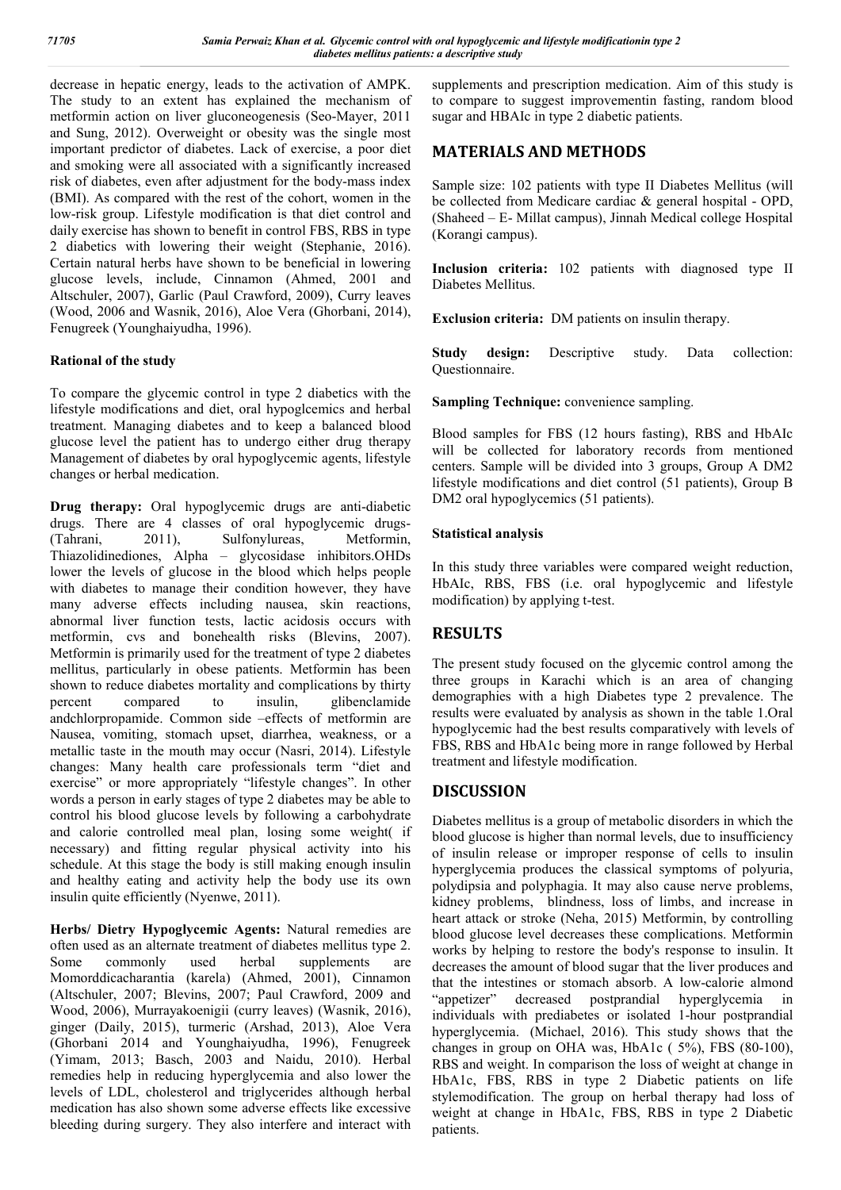decrease in hepatic energy, leads to the activation of AMPK. The study to an extent has explained the mechanism of metformin action on liver gluconeogenesis (Seo-Mayer, 2011 and Sung, 2012). Overweight or obesity was the single most important predictor of diabetes. Lack of exercise, a poor diet and smoking were all associated with a significantly increased risk of diabetes, even after adjustment for the body-mass index (BMI). As compared with the rest of the cohort, women in the low-risk group. Lifestyle modification is that diet control and daily exercise has shown to benefit in control FBS, RBS in type 2 diabetics with lowering their weight (Stephanie, 2016). Certain natural herbs have shown to be beneficial in lowering glucose levels, include, Cinnamon (Ahmed, 2001 and Altschuler, 2007), Garlic (Paul Crawford, 2009), Curry leaves (Wood, 2006 and Wasnik, 2016), Aloe Vera (Ghorbani, 2014), Fenugreek (Younghaiyudha, 1996).

**Rational of the study**

To compare the glycemic control in type 2 diabetics with the lifestyle modifications and diet, oral hypoglcemics and herbal treatment. Managing diabetes and to keep a balanced blood glucose level the patient has to undergo either drug therapy Management of diabetes by oral hypoglycemic agents, lifestyle changes or herbal medication.

**Drug therapy:** Oral hypoglycemic drugs are anti-diabetic drugs. There are 4 classes of oral hypoglycemic drugs- (Tahrani, 2011), Sulfonylureas, Metformin, Thiazolidinediones, Alpha – glycosidase inhibitors.OHDs lower the levels of glucose in the blood which helps people with diabetes to manage their condition however, they have many adverse effects including nausea, skin reactions, abnormal liver function tests, lactic acidosis occurs with metformin, cvs and bonehealth risks (Blevins, 2007). Metformin is primarily used for the treatment of type 2 diabetes mellitus, particularly in obese patients. Metformin has been shown to reduce diabetes mortality and complications by thirty percent compared to insulin, glibenclamide andchlorpropamide. Common side –effects of metformin are Nausea, vomiting, stomach upset, diarrhea, weakness, or a metallic taste in the mouth may occur (Nasri, 2014). Lifestyle changes: Many health care professionals term "diet and exercise" or more appropriately "lifestyle changes". In other words a person in early stages of type 2 diabetes may be able to control his blood glucose levels by following a carbohydrate and calorie controlled meal plan, losing some weight( if necessary) and fitting regular physical activity into his schedule. At this stage the body is still making enough insulin and healthy eating and activity help the body use its own insulin quite efficiently (Nyenwe, 2011).

**Herbs/ Dietry Hypoglycemic Agents:** Natural remedies are often used as an alternate treatment of diabetes mellitus type 2. Some commonly used herbal supplements are Momorddicacharantia (karela) (Ahmed, 2001), Cinnamon (Altschuler, 2007; Blevins, 2007; Paul Crawford, 2009 and Wood, 2006), Murrayakoenigii (curry leaves) (Wasnik, 2016), ginger (Daily, 2015), turmeric (Arshad, 2013), Aloe Vera (Ghorbani 2014 and Younghaiyudha, 1996), Fenugreek (Yimam, 2013; Basch, 2003 and Naidu, 2010). Herbal remedies help in reducing hyperglycemia and also lower the levels of LDL, cholesterol and triglycerides although herbal medication has also shown some adverse effects like excessive bleeding during surgery. They also interfere and interact with supplements and prescription medication. Aim of this study is to compare to suggest improvementin fasting, random blood sugar and HBAIc in type 2 diabetic patients.

## MATERIALS AND METHODS

Sample size: 102 patients with type II Diabetes Mellitus (will be collected from Medicare cardiac & general hospital - OPD, (Shaheed – E- Millat campus), Jinnah Medical college Hospital (Korangi campus).

**Inclusion criteria:** 102 patients with diagnosed type II Diabetes Mellitus.

**Exclusion criteria:** DM patients on insulin therapy.

**Study design:** Descriptive study. Data collection: Questionnaire.

**Sampling Technique:** convenience sampling.

Blood samples for FBS (12 hours fasting), RBS and HbAIc will be collected for laboratory records from mentioned centers. Sample will be divided into 3 groups, Group A DM2 lifestyle modifications and diet control (51 patients), Group B DM2 oral hypoglycemics (51 patients).

**Statistical analysis**

In this study three variables were compared weight reduction, HbAIc, RBS, FBS (i.e. oral hypoglycemic and lifestyle modification) by applying t-test.

## RESULTS

The present study focused on the glycemic control among the three groups in Karachi which is an area of changing demographies with a high Diabetes type 2 prevalence. The results were evaluated by analysis as shown in the table 1.Oral hypoglycemic had the best results comparatively with levels of FBS, RBS and HbA1c being more in range followed by Herbal treatment and lifestyle modification.

## DISCUSSION

Diabetes mellitus is a group of metabolic disorders in which the blood glucose is higher than normal levels, due to insufficiency of insulin release or improper response of cells to insulin hyperglycemia produces the classical symptoms of polyuria, polydipsia and polyphagia. It may also cause nerve problems, kidney problems, blindness, loss of limbs, and increase in heart attack or stroke (Neha, 2015) Metformin, by controlling blood glucose level decreases these complications. Metformin works by helping to restore the body's response to insulin. It decreases the amount of blood sugar that the liver produces and that the intestines or stomach absorb. A low-calorie almond "appetizer" decreased postprandial hyperglycemia in individuals with prediabetes or isolated 1-hour postprandial hyperglycemia. (Michael, 2016). This study shows that the changes in group on OHA was, HbA1c ( 5%), FBS (80-100), RBS and weight. In comparison the loss of weight at change in HbA1c, FBS, RBS in type 2 Diabetic patients on life stylemodification. The group on herbal therapy had loss of weight at change in HbA1c, FBS, RBS in type 2 Diabetic patients.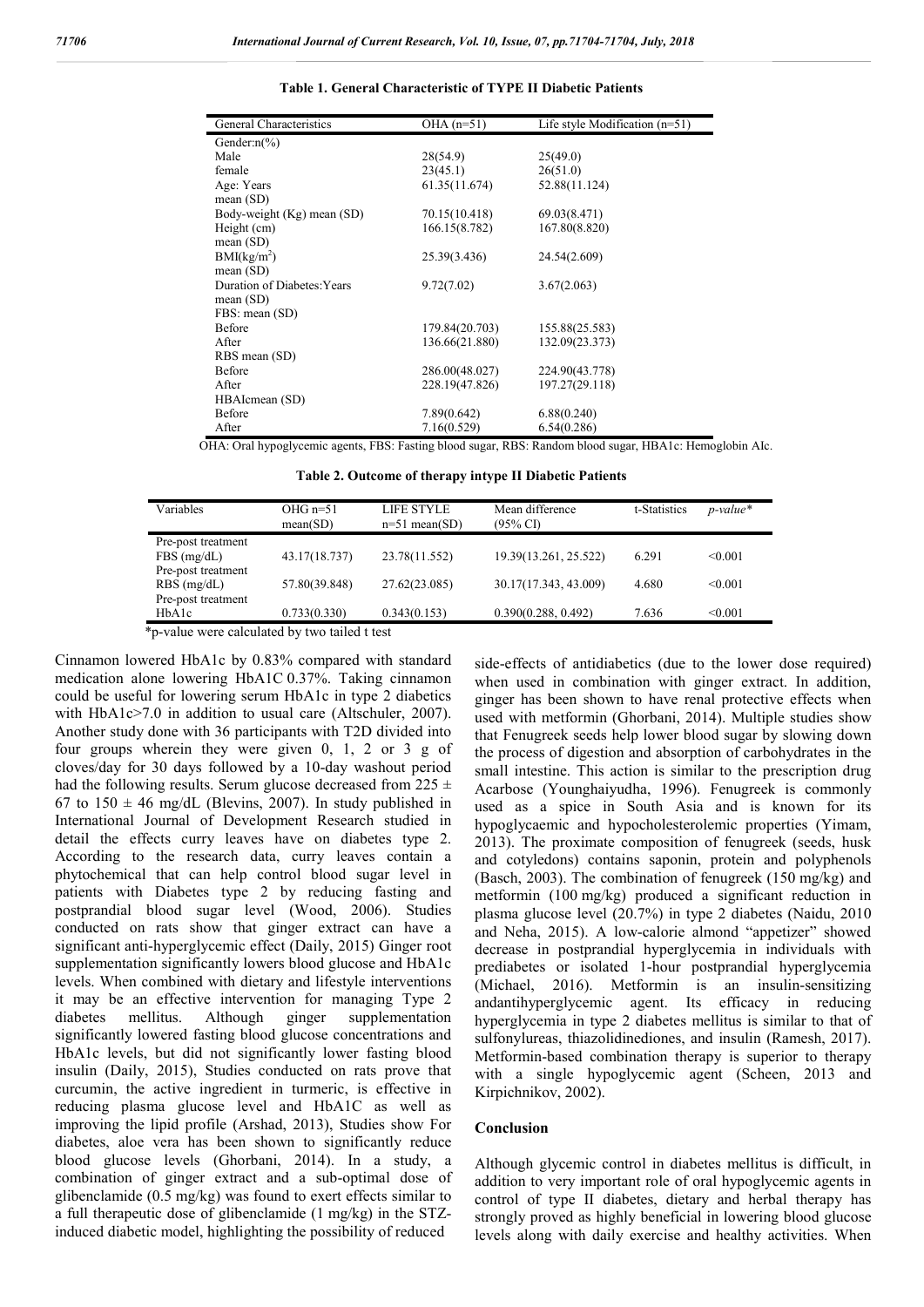**Table 1. General Characteristic of TYPE II Diabetic Patients**

| General Characteristics | OHA (n=51) | Life style Modification (n=51) |
|---|---|---|
| Gender:n(%) | | |
| Male | 28(54.9) | 25(49.0) |
| female | 23(45.1) | 26(51.0) |
| Age: Years mean (SD) | 61.35(11.674) | 52.88(11.124) |
| Body-weight (Kg) mean (SD) | 70.15(10.418) | 69.03(8.471) |
| Height (cm) mean (SD) | 166.15(8.782) | 167.80(8.820) |
| BMI($kg/m^2$) mean (SD) | 25.39(3.436) | 24.54(2.609) |
| Duration of Diabetes:Years mean (SD) | 9.72(7.02) | 3.67(2.063) |
| FBS: mean (SD) | | |
| Before | 179.84(20.703) | 155.88(25.583) |
| After | 136.66(21.880) | 132.09(23.373) |
| RBS mean (SD) | | |
| Before | 286.00(48.027) | 224.90(43.778) |
| After | 228.19(47.826) | 197.27(29.118) |
| HBAIcmean (SD) | | |
| Before | 7.89(0.642) | 6.88(0.240) |
| After | 7.16(0.529) | 6.54(0.286) |

OHA: Oral hypoglycemic agents, FBS: Fasting blood sugar, RBS: Random blood sugar, HBA1c: Hemoglobin AIc.

**Table 2. Outcome of therapy intype II Diabetic Patients**

| Variables | OHG n=51 mean(SD) | LIFE STYLE n=51 mean(SD) | Mean difference (95% CI) | t-Statistics | *p-value\** |
|---|---|---|---|---|---|
| Pre-post treatment FBS (mg/dL) | 43.17(18.737) | 23.78(11.552) | 19.39(13.261, 25.522) | 6.291 | <0.001 |
| Pre-post treatment RBS (mg/dL) | 57.80(39.848) | 27.62(23.085) | 30.17(17.343, 43.009) | 4.680 | <0.001 |
| Pre-post treatment HbA1c | 0.733(0.330) | 0.343(0.153) | 0.390(0.288, 0.492) | 7.636 | <0.001 |

\*p-value were calculated by two tailed t test

Cinnamon lowered HbA1c by 0.83% compared with standard medication alone lowering HbA1C 0.37%. Taking cinnamon could be useful for lowering serum HbA1c in type 2 diabetics with HbA1c>7.0 in addition to usual care (Altschuler, 2007). Another study done with 36 participants with T2D divided into four groups wherein they were given 0, 1, 2 or 3 g of cloves/day for 30 days followed by a 10-day washout period had the following results. Serum glucose decreased from 225 ± 67 to 150 ± 46 mg/dL (Blevins, 2007). In study published in International Journal of Development Research studied in detail the effects curry leaves have on diabetes type 2. According to the research data, curry leaves contain a phytochemical that can help control blood sugar level in patients with Diabetes type 2 by reducing fasting and postprandial blood sugar level (Wood, 2006). Studies conducted on rats show that ginger extract can have a significant anti-hyperglycemic effect (Daily, 2015) Ginger root supplementation significantly lowers blood glucose and HbA1c levels. When combined with dietary and lifestyle interventions it may be an effective intervention for managing Type 2 diabetes mellitus. Although ginger supplementation significantly lowered fasting blood glucose concentrations and HbA1c levels, but did not significantly lower fasting blood insulin (Daily, 2015), Studies conducted on rats prove that curcumin, the active ingredient in turmeric, is effective in reducing plasma glucose level and HbA1C as well as improving the lipid profile (Arshad, 2013), Studies show For diabetes, aloe vera has been shown to significantly reduce blood glucose levels (Ghorbani, 2014). In a study, a combination of ginger extract and a sub-optimal dose of glibenclamide (0.5 mg/kg) was found to exert effects similar to a full therapeutic dose of glibenclamide (1 mg/kg) in the STZ-induced diabetic model, highlighting the possibility of reduced side-effects of antidiabetics (due to the lower dose required) when used in combination with ginger extract. In addition, ginger has been shown to have renal protective effects when used with metformin (Ghorbani, 2014). Multiple studies show that Fenugreek seeds help lower blood sugar by slowing down the process of digestion and absorption of carbohydrates in the small intestine. This action is similar to the prescription drug Acarbose (Younghaiyudha, 1996). Fenugreek is commonly used as a spice in South Asia and is known for its hypoglycaemic and hypocholesterolemic properties (Yimam, 2013). The proximate composition of fenugreek (seeds, husk and cotyledons) contains saponin, protein and polyphenols (Basch, 2003). The combination of fenugreek (150 mg/kg) and metformin (100 mg/kg) produced a significant reduction in plasma glucose level (20.7%) in type 2 diabetes (Naidu, 2010 and Neha, 2015). A low-calorie almond "appetizer" showed decrease in postprandial hyperglycemia in individuals with prediabetes or isolated 1-hour postprandial hyperglycemia (Michael, 2016). Metformin is an insulin-sensitizing andantihyperglycemic agent. Its efficacy in reducing hyperglycemia in type 2 diabetes mellitus is similar to that of sulfonylureas, thiazolidinediones, and insulin (Ramesh, 2017). Metformin-based combination therapy is superior to therapy with a single hypoglycemic agent (Scheen, 2013 and Kirpichnikov, 2002).

## Conclusion

Although glycemic control in diabetes mellitus is difficult, in addition to very important role of oral hypoglycemic agents in control of type II diabetes, dietary and herbal therapy has strongly proved as highly beneficial in lowering blood glucose levels along with daily exercise and healthy activities. When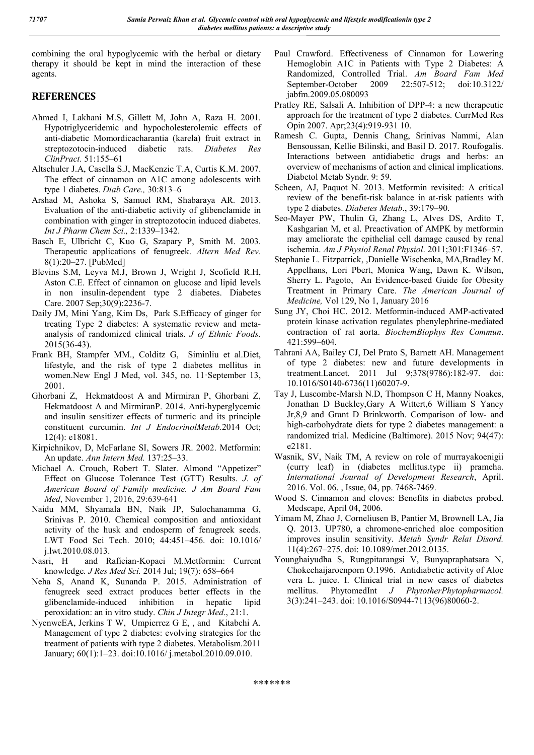combining the oral hypoglycemic with the herbal or dietary therapy it should be kept in mind the interaction of these agents.

## REFERENCES

Ahmed I, Lakhani M.S, Gillett M, John A, Raza H. 2001. Hypotriglyceridemic and hypocholesterolemic effects of anti-diabetic Momordicacharantia (karela) fruit extract in streptozotocin-induced diabetic rats. *Diabetes Res ClinPract.* 51:155–61

Altschuler J.A, Casella S.J, MacKenzie T.A, Curtis K.M. 2007. The effect of cinnamon on A1C among adolescents with type 1 diabetes. *Diab Care.,* 30:813–6

Arshad M, Ashoka S, Samuel RM, Shabaraya AR. 2013. Evaluation of the anti-diabetic activity of glibenclamide in combination with ginger in streptozotocin induced diabetes. *Int J Pharm Chem Sci.,* 2:1339–1342.

Basch E, Ulbricht C, Kuo G, Szapary P, Smith M. 2003. Therapeutic applications of fenugreek. *Altern Med Rev.* 8(1):20–27. [PubMed]

Blevins S.M, Leyva M.J, Brown J, Wright J, Scofield R.H, Aston C.E. Effect of cinnamon on glucose and lipid levels in non insulin-dependent type 2 diabetes. Diabetes Care. 2007 Sep;30(9):2236-7.

Daily JM, Mini Yang, Kim Ds, Park S.Efficacy of ginger for treating Type 2 diabetes: A systematic review and meta-analysis of randomized clinical trials. *J of Ethnic Foods.* 2015(36-43).

Frank BH, Stampfer MM., Colditz G, Siminliu et al.Diet, lifestyle, and the risk of type 2 diabetes mellitus in women.New Engl J Med, vol. 345, no. 11·September 13, 2001.

Ghorbani Z, Hekmatdoost A and Mirmiran P, Ghorbani Z, Hekmatdoost A and MirmiranP. 2014. Anti-hyperglycemic and insulin sensitizer effects of turmeric and its principle constituent curcumin. *Int J EndocrinolMetab.*2014 Oct; 12(4): e18081.

Kirpichnikov, D, McFarlane SI, Sowers JR. 2002. Metformin: An update. *Ann Intern Med.* 137:25–33.

Michael A. Crouch, Robert T. Slater. Almond "Appetizer" Effect on Glucose Tolerance Test (GTT) Results. *J. of American Board of Family medicine. J Am Board Fam Med*, November 1, 2016, 29:639-641

Naidu MM, Shyamala BN, Naik JP, Sulochanamma G, Srinivas P. 2010. Chemical composition and antioxidant activity of the husk and endosperm of fenugreek seeds. LWT Food Sci Tech. 2010; 44:451–456. doi: 10.1016/ j.lwt.2010.08.013.

Nasri, H and Rafieian-Kopaei M.Metformin: Current knowledge*. J Res Med Sci.* 2014 Jul; 19(7): 658–664

Neha S, Anand K, Sunanda P. 2015. Administration of fenugreek seed extract produces better effects in the glibenclamide-induced inhibition in hepatic lipid peroxidation: an in vitro study. *Chin J Integr Med*., 21:1.

NyenweEA, Jerkins T W, Umpierrez G E, , and Kitabchi A. Management of type 2 diabetes: evolving strategies for the treatment of patients with type 2 diabetes. Metabolism.2011 January; 60(1):1–23. doi:10.1016/ j.metabol.2010.09.010.

Paul Crawford. Effectiveness of Cinnamon for Lowering Hemoglobin A1C in Patients with Type 2 Diabetes: A Randomized, Controlled Trial. *Am Board Fam Med* September-October 2009 22:507-512; doi:10.3122/ jabfm.2009.05.080093

Pratley RE, Salsali A. Inhibition of DPP-4: a new therapeutic approach for the treatment of type 2 diabetes. CurrMed Res Opin 2007. Apr;23(4):919-931 10.

Ramesh C. Gupta, Dennis Chang, Srinivas Nammi, Alan Bensoussan, Kellie Bilinski, and Basil D. 2017. Roufogalis. Interactions between antidiabetic drugs and herbs: an overview of mechanisms of action and clinical implications. Diabetol Metab Syndr. 9: 59.

Scheen, AJ, Paquot N. 2013. Metformin revisited: A critical review of the benefit-risk balance in at-risk patients with type 2 diabetes. *Diabetes Metab*., 39:179–90.

Seo-Mayer PW, Thulin G, Zhang L, Alves DS, Ardito T, Kashgarian M, et al. Preactivation of AMPK by metformin may ameliorate the epithelial cell damage caused by renal ischemia. *Am J Physiol Renal Physiol*. 2011;301:F1346–57.

Stephanie L. Fitzpatrick, ,Danielle Wischenka, MA,Bradley M. Appelhans, Lori Pbert, Monica Wang, Dawn K. Wilson, Sherry L. Pagoto, An Evidence-based Guide for Obesity Treatment in Primary Care. *The American Journal of Medicine,* Vol 129, No 1, January 2016

Sung JY, Choi HC. 2012. Metformin-induced AMP-activated protein kinase activation regulates phenylephrine-mediated contraction of rat aorta. *BiochemBiophys Res Commun*. 421:599–604.

Tahrani AA, Bailey CJ, Del Prato S, Barnett AH. Management of type 2 diabetes: new and future developments in treatment.Lancet. 2011 Jul 9;378(9786):182-97. doi: 10.1016/S0140-6736(11)60207-9.

Tay J, Luscombe-Marsh N.D, Thompson C H, Manny Noakes, Jonathan D Buckley,Gary A Wittert,6 William S Yancy Jr,8,9 and Grant D Brinkworth. Comparison of low- and high-carbohydrate diets for type 2 diabetes management: a randomized trial. Medicine (Baltimore). 2015 Nov; 94(47): e2181.

Wasnik, SV, Naik TM, A review on role of murrayakoenigii (curry leaf) in (diabetes mellitus.type ii) prameha. *International Journal of Development Research*, April. 2016. Vol. 06. , Issue, 04, pp. 7468-7469.

Wood S. Cinnamon and cloves: Benefits in diabetes probed. Medscape, April 04, 2006.

Yimam M, Zhao J, Corneliusen B, Pantier M, Brownell LA, Jia Q. 2013. UP780, a chromone-enriched aloe composition improves insulin sensitivity. *Metab Syndr Relat Disord.* 11(4):267–275. doi: 10.1089/met.2012.0135.

Younghaiyudha S, Rungpitarangsi V, Bunyapraphatsara N, Chokechaijaroenporn O.1996. Antidiabetic activity of Aloe vera L. juice. I. Clinical trial in new cases of diabetes mellitus. PhytomedInt *J PhytotherPhytopharmacol.* 3(3):241–243. doi: 10.1016/S0944-7113(96)80060-2.

*******